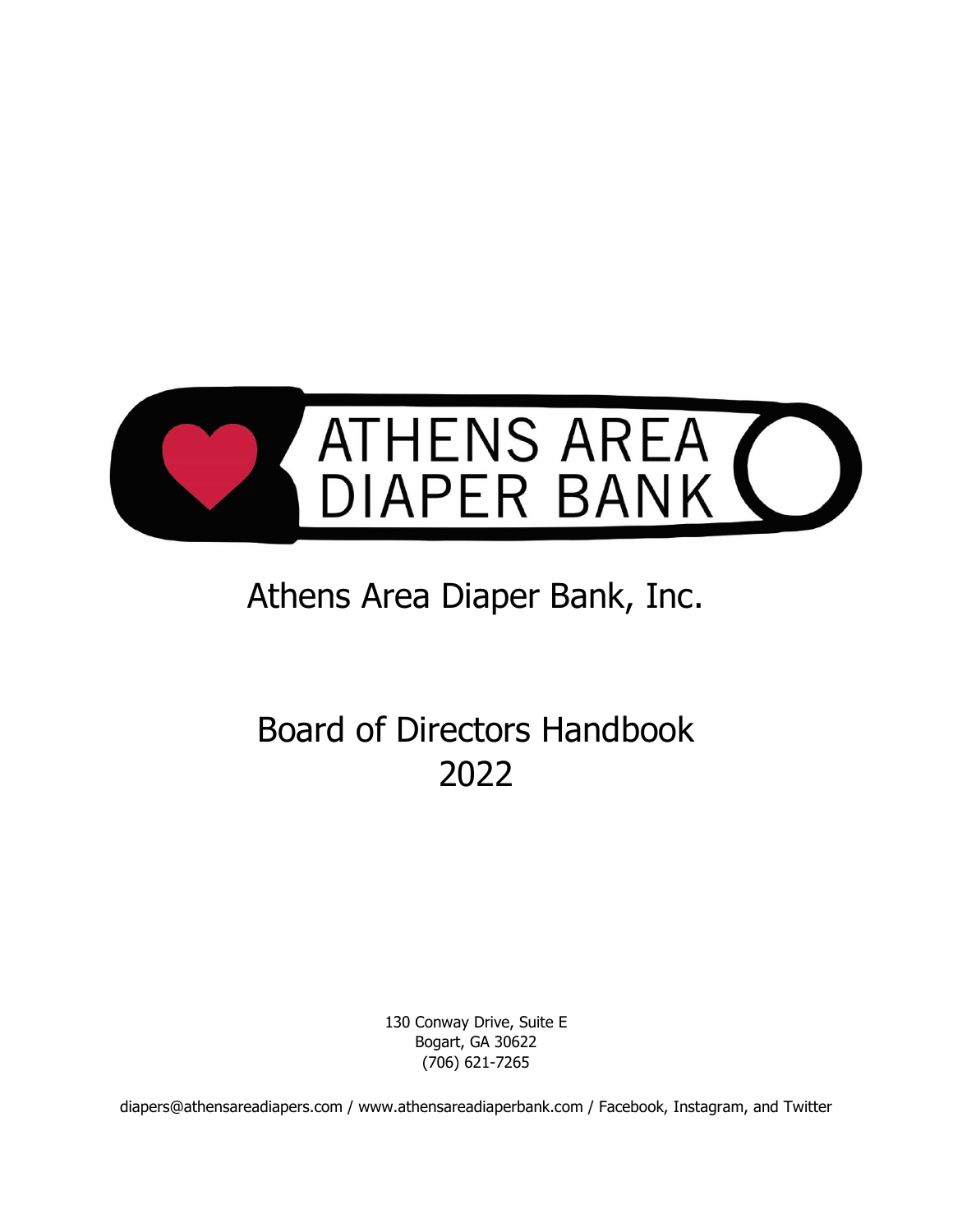ATHENS AREA DIAPER BANK

# Athens Area Diaper Bank, Inc.

# Board of Directors Handbook 2022

130 Conway Drive, Suite E
Bogart, GA 30622
(706) 621-7265

diapers@athensareadiapers.com / www.athensareadiaperbank.com / Facebook, Instagram, and Twitter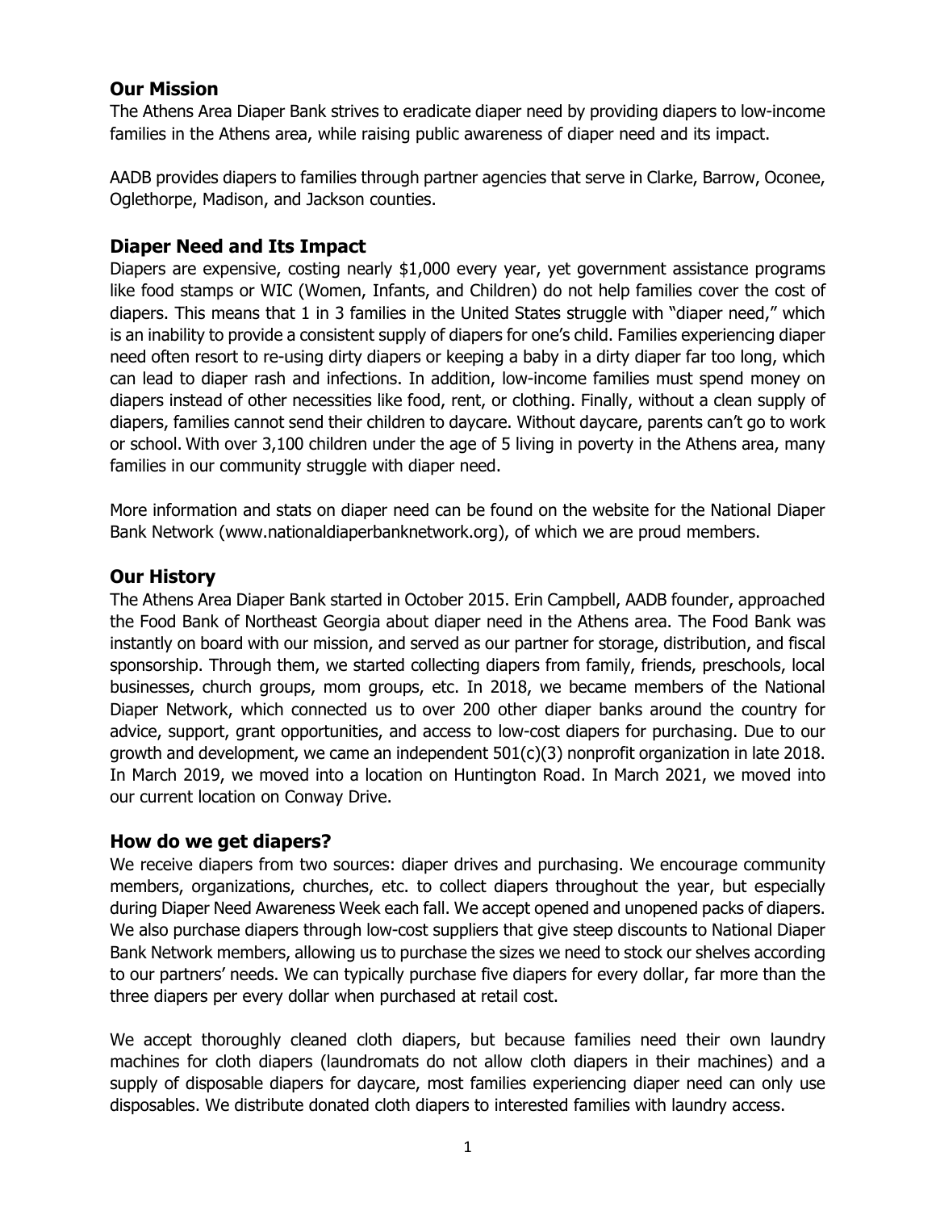## Our Mission

The Athens Area Diaper Bank strives to eradicate diaper need by providing diapers to low-income families in the Athens area, while raising public awareness of diaper need and its impact.

AADB provides diapers to families through partner agencies that serve in Clarke, Barrow, Oconee, Oglethorpe, Madison, and Jackson counties.

## Diaper Need and Its Impact

Diapers are expensive, costing nearly $1,000 every year, yet government assistance programs like food stamps or WIC (Women, Infants, and Children) do not help families cover the cost of diapers. This means that 1 in 3 families in the United States struggle with "diaper need," which is an inability to provide a consistent supply of diapers for one's child. Families experiencing diaper need often resort to re-using dirty diapers or keeping a baby in a dirty diaper far too long, which can lead to diaper rash and infections. In addition, low-income families must spend money on diapers instead of other necessities like food, rent, or clothing. Finally, without a clean supply of diapers, families cannot send their children to daycare. Without daycare, parents can't go to work or school. With over 3,100 children under the age of 5 living in poverty in the Athens area, many families in our community struggle with diaper need.

More information and stats on diaper need can be found on the website for the National Diaper Bank Network (www.nationaldiaperbanknetwork.org), of which we are proud members.

## Our History

The Athens Area Diaper Bank started in October 2015. Erin Campbell, AADB founder, approached the Food Bank of Northeast Georgia about diaper need in the Athens area. The Food Bank was instantly on board with our mission, and served as our partner for storage, distribution, and fiscal sponsorship. Through them, we started collecting diapers from family, friends, preschools, local businesses, church groups, mom groups, etc. In 2018, we became members of the National Diaper Network, which connected us to over 200 other diaper banks around the country for advice, support, grant opportunities, and access to low-cost diapers for purchasing. Due to our growth and development, we came an independent 501(c)(3) nonprofit organization in late 2018. In March 2019, we moved into a location on Huntington Road. In March 2021, we moved into our current location on Conway Drive.

## How do we get diapers?

We receive diapers from two sources: diaper drives and purchasing. We encourage community members, organizations, churches, etc. to collect diapers throughout the year, but especially during Diaper Need Awareness Week each fall. We accept opened and unopened packs of diapers. We also purchase diapers through low-cost suppliers that give steep discounts to National Diaper Bank Network members, allowing us to purchase the sizes we need to stock our shelves according to our partners' needs. We can typically purchase five diapers for every dollar, far more than the three diapers per every dollar when purchased at retail cost.

We accept thoroughly cleaned cloth diapers, but because families need their own laundry machines for cloth diapers (laundromats do not allow cloth diapers in their machines) and a supply of disposable diapers for daycare, most families experiencing diaper need can only use disposables. We distribute donated cloth diapers to interested families with laundry access.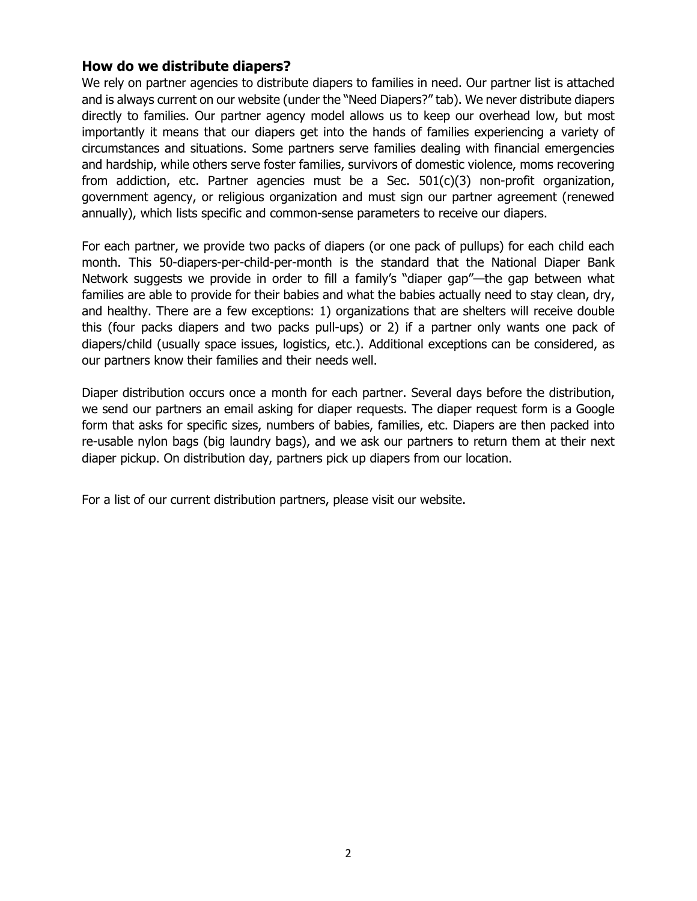## How do we distribute diapers?

We rely on partner agencies to distribute diapers to families in need. Our partner list is attached and is always current on our website (under the "Need Diapers?" tab). We never distribute diapers directly to families. Our partner agency model allows us to keep our overhead low, but most importantly it means that our diapers get into the hands of families experiencing a variety of circumstances and situations. Some partners serve families dealing with financial emergencies and hardship, while others serve foster families, survivors of domestic violence, moms recovering from addiction, etc. Partner agencies must be a Sec. 501(c)(3) non-profit organization, government agency, or religious organization and must sign our partner agreement (renewed annually), which lists specific and common-sense parameters to receive our diapers.

For each partner, we provide two packs of diapers (or one pack of pullups) for each child each month. This 50-diapers-per-child-per-month is the standard that the National Diaper Bank Network suggests we provide in order to fill a family's "diaper gap"—the gap between what families are able to provide for their babies and what the babies actually need to stay clean, dry, and healthy. There are a few exceptions: 1) organizations that are shelters will receive double this (four packs diapers and two packs pull-ups) or 2) if a partner only wants one pack of diapers/child (usually space issues, logistics, etc.). Additional exceptions can be considered, as our partners know their families and their needs well.

Diaper distribution occurs once a month for each partner. Several days before the distribution, we send our partners an email asking for diaper requests. The diaper request form is a Google form that asks for specific sizes, numbers of babies, families, etc. Diapers are then packed into re-usable nylon bags (big laundry bags), and we ask our partners to return them at their next diaper pickup. On distribution day, partners pick up diapers from our location.

For a list of our current distribution partners, please visit our website.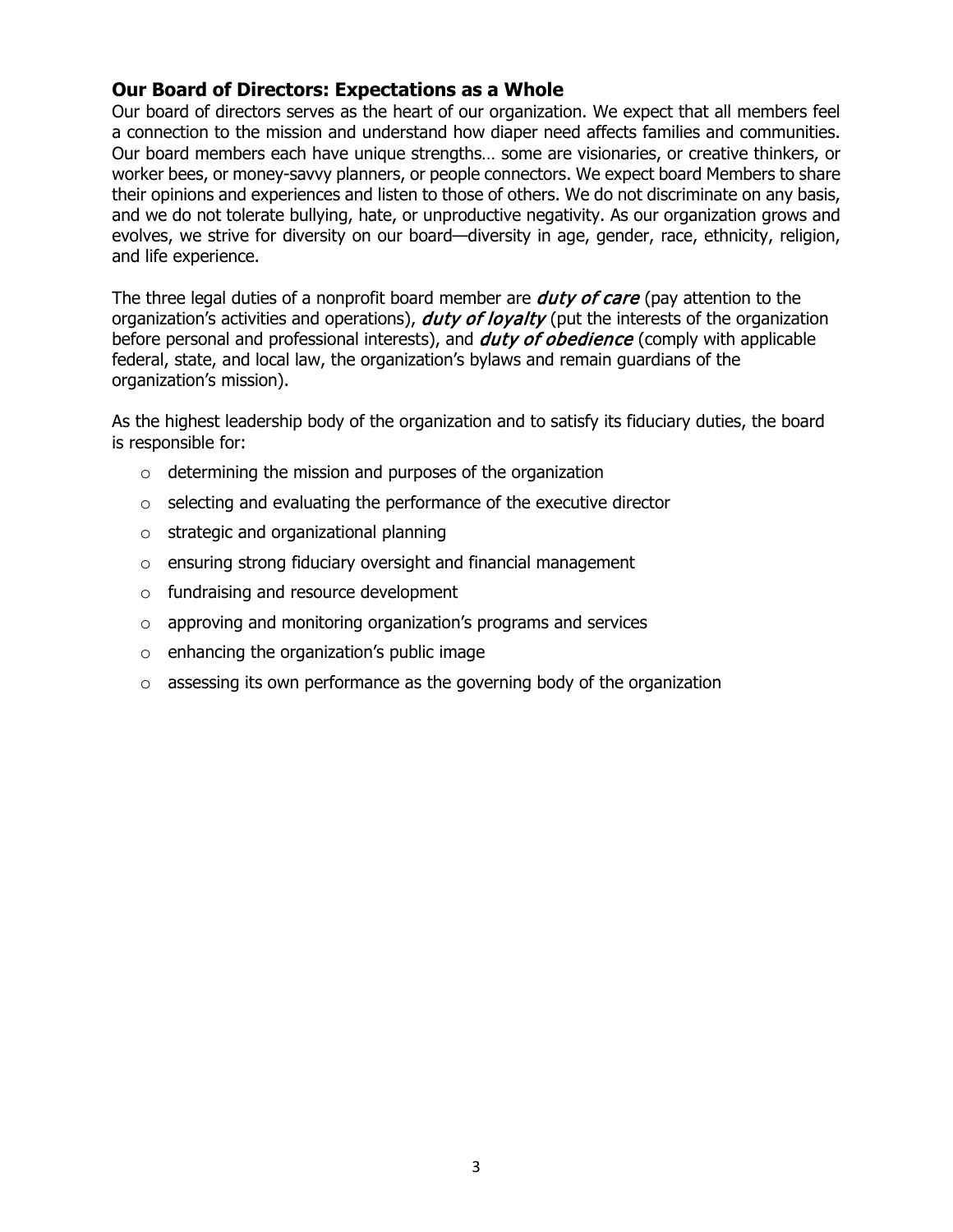## Our Board of Directors: Expectations as a Whole

Our board of directors serves as the heart of our organization. We expect that all members feel a connection to the mission and understand how diaper need affects families and communities. Our board members each have unique strengths… some are visionaries, or creative thinkers, or worker bees, or money-savvy planners, or people connectors. We expect board Members to share their opinions and experiences and listen to those of others. We do not discriminate on any basis, and we do not tolerate bullying, hate, or unproductive negativity. As our organization grows and evolves, we strive for diversity on our board—diversity in age, gender, race, ethnicity, religion, and life experience.

The three legal duties of a nonprofit board member are ***duty of care*** (pay attention to the organization's activities and operations), ***duty of loyalty*** (put the interests of the organization before personal and professional interests), and ***duty of obedience*** (comply with applicable federal, state, and local law, the organization's bylaws and remain guardians of the organization's mission).

As the highest leadership body of the organization and to satisfy its fiduciary duties, the board is responsible for:

- determining the mission and purposes of the organization
- selecting and evaluating the performance of the executive director
- strategic and organizational planning
- ensuring strong fiduciary oversight and financial management
- fundraising and resource development
- approving and monitoring organization's programs and services
- enhancing the organization's public image
- assessing its own performance as the governing body of the organization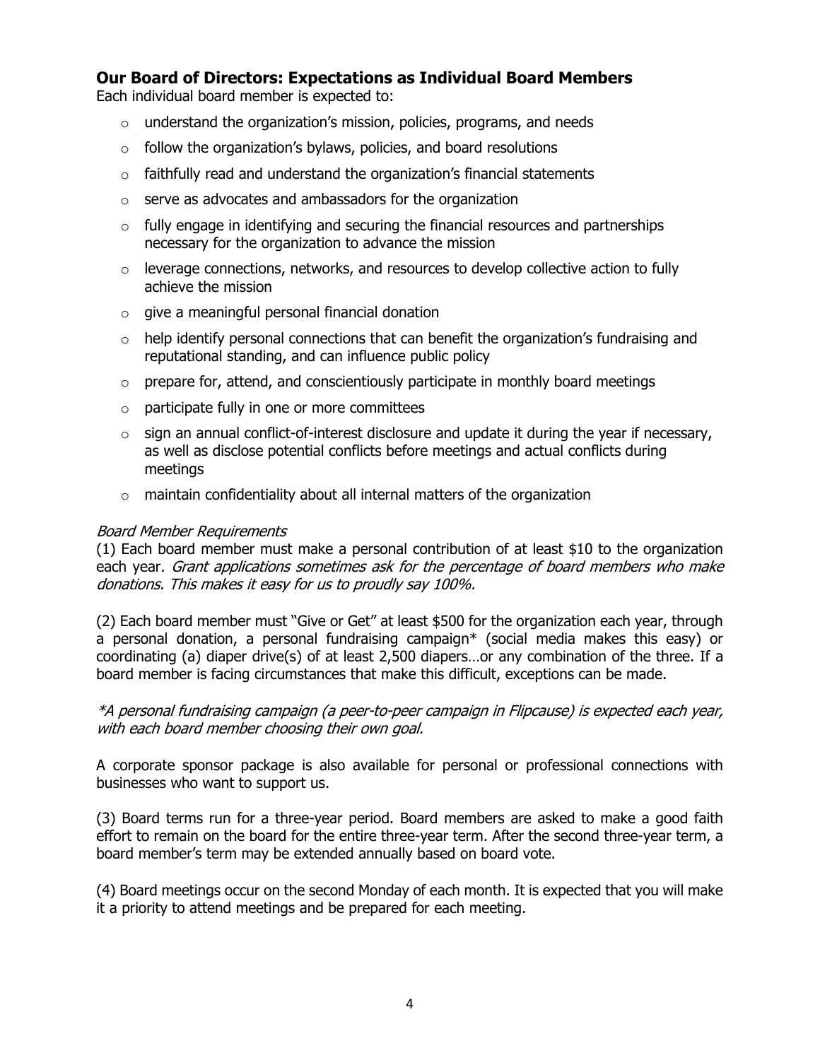## Our Board of Directors: Expectations as Individual Board Members

Each individual board member is expected to:

- understand the organization's mission, policies, programs, and needs
- follow the organization's bylaws, policies, and board resolutions
- faithfully read and understand the organization's financial statements
- serve as advocates and ambassadors for the organization
- fully engage in identifying and securing the financial resources and partnerships necessary for the organization to advance the mission
- leverage connections, networks, and resources to develop collective action to fully achieve the mission
- give a meaningful personal financial donation
- help identify personal connections that can benefit the organization's fundraising and reputational standing, and can influence public policy
- prepare for, attend, and conscientiously participate in monthly board meetings
- participate fully in one or more committees
- sign an annual conflict-of-interest disclosure and update it during the year if necessary, as well as disclose potential conflicts before meetings and actual conflicts during meetings
- maintain confidentiality about all internal matters of the organization

*Board Member Requirements*

(1) Each board member must make a personal contribution of at least $10 to the organization each year. *Grant applications sometimes ask for the percentage of board members who make donations. This makes it easy for us to proudly say 100%.*

(2) Each board member must "Give or Get" at least $500 for the organization each year, through a personal donation, a personal fundraising campaign* (social media makes this easy) or coordinating (a) diaper drive(s) of at least 2,500 diapers…or any combination of the three. If a board member is facing circumstances that make this difficult, exceptions can be made.

*\*A personal fundraising campaign (a peer-to-peer campaign in Flipcause) is expected each year, with each board member choosing their own goal.*

A corporate sponsor package is also available for personal or professional connections with businesses who want to support us.

(3) Board terms run for a three-year period. Board members are asked to make a good faith effort to remain on the board for the entire three-year term. After the second three-year term, a board member's term may be extended annually based on board vote.

(4) Board meetings occur on the second Monday of each month. It is expected that you will make it a priority to attend meetings and be prepared for each meeting.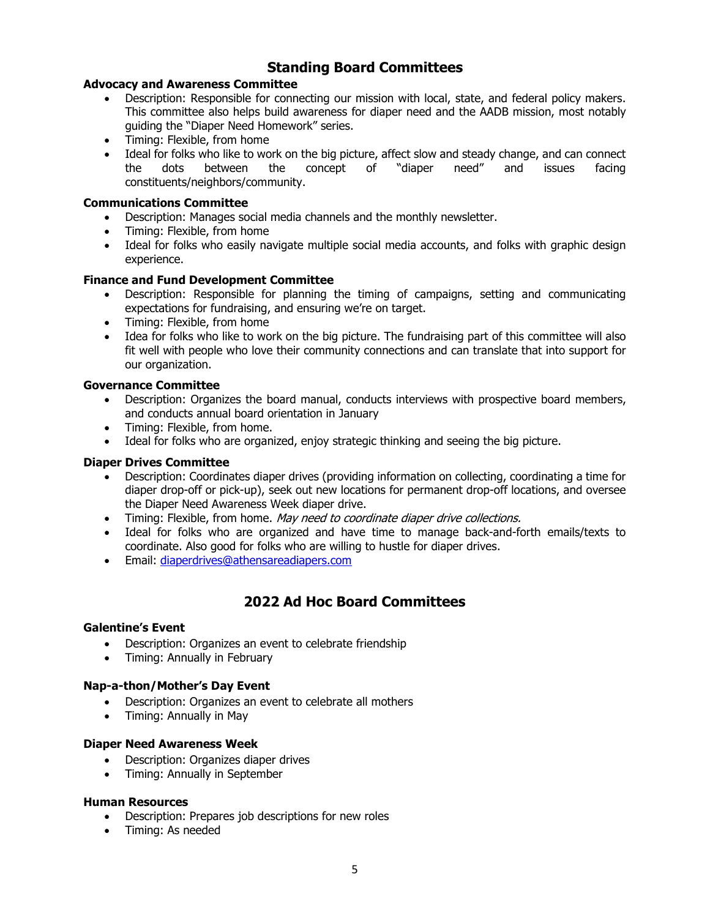## Standing Board Committees

### Advocacy and Awareness Committee

- Description: Responsible for connecting our mission with local, state, and federal policy makers. This committee also helps build awareness for diaper need and the AADB mission, most notably guiding the "Diaper Need Homework" series.
- Timing: Flexible, from home
- Ideal for folks who like to work on the big picture, affect slow and steady change, and can connect the dots between the concept of "diaper need" and issues facing constituents/neighbors/community.

### Communications Committee

- Description: Manages social media channels and the monthly newsletter.
- Timing: Flexible, from home
- Ideal for folks who easily navigate multiple social media accounts, and folks with graphic design experience.

### Finance and Fund Development Committee

- Description: Responsible for planning the timing of campaigns, setting and communicating expectations for fundraising, and ensuring we're on target.
- Timing: Flexible, from home
- Idea for folks who like to work on the big picture. The fundraising part of this committee will also fit well with people who love their community connections and can translate that into support for our organization.

### Governance Committee

- Description: Organizes the board manual, conducts interviews with prospective board members, and conducts annual board orientation in January
- Timing: Flexible, from home.
- Ideal for folks who are organized, enjoy strategic thinking and seeing the big picture.

### Diaper Drives Committee

- Description: Coordinates diaper drives (providing information on collecting, coordinating a time for diaper drop-off or pick-up), seek out new locations for permanent drop-off locations, and oversee the Diaper Need Awareness Week diaper drive.
- Timing: Flexible, from home. *May need to coordinate diaper drive collections.*
- Ideal for folks who are organized and have time to manage back-and-forth emails/texts to coordinate. Also good for folks who are willing to hustle for diaper drives.
- Email: diaperdrives@athensareadiapers.com

## 2022 Ad Hoc Board Committees

### Galentine's Event

- Description: Organizes an event to celebrate friendship
- Timing: Annually in February

### Nap-a-thon/Mother's Day Event

- Description: Organizes an event to celebrate all mothers
- Timing: Annually in May

### Diaper Need Awareness Week

- Description: Organizes diaper drives
- Timing: Annually in September

### Human Resources

- Description: Prepares job descriptions for new roles
- Timing: As needed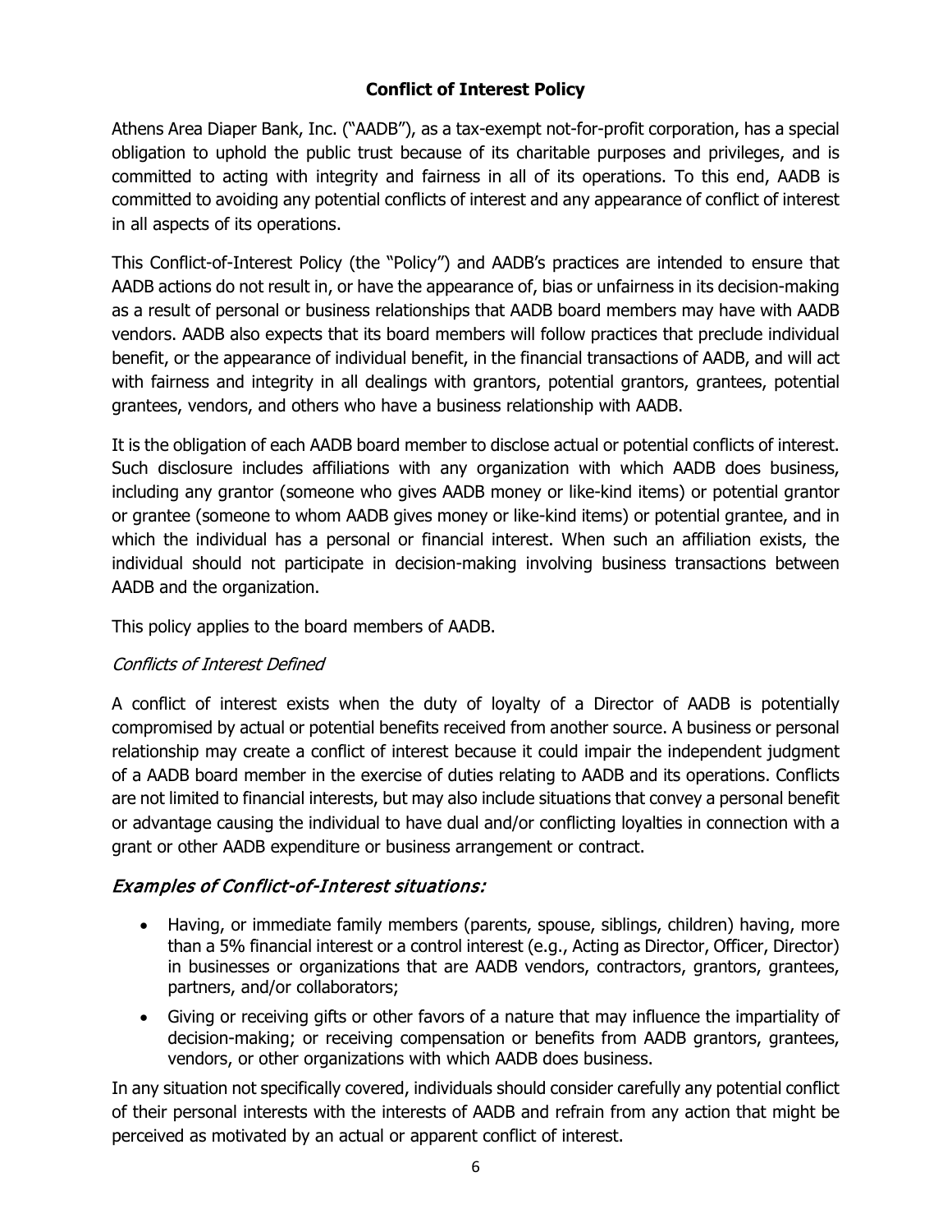## Conflict of Interest Policy

Athens Area Diaper Bank, Inc. ("AADB"), as a tax-exempt not-for-profit corporation, has a special obligation to uphold the public trust because of its charitable purposes and privileges, and is committed to acting with integrity and fairness in all of its operations. To this end, AADB is committed to avoiding any potential conflicts of interest and any appearance of conflict of interest in all aspects of its operations.

This Conflict-of-Interest Policy (the "Policy") and AADB's practices are intended to ensure that AADB actions do not result in, or have the appearance of, bias or unfairness in its decision-making as a result of personal or business relationships that AADB board members may have with AADB vendors. AADB also expects that its board members will follow practices that preclude individual benefit, or the appearance of individual benefit, in the financial transactions of AADB, and will act with fairness and integrity in all dealings with grantors, potential grantors, grantees, potential grantees, vendors, and others who have a business relationship with AADB.

It is the obligation of each AADB board member to disclose actual or potential conflicts of interest. Such disclosure includes affiliations with any organization with which AADB does business, including any grantor (someone who gives AADB money or like-kind items) or potential grantor or grantee (someone to whom AADB gives money or like-kind items) or potential grantee, and in which the individual has a personal or financial interest. When such an affiliation exists, the individual should not participate in decision-making involving business transactions between AADB and the organization.

This policy applies to the board members of AADB.

*Conflicts of Interest Defined*

A conflict of interest exists when the duty of loyalty of a Director of AADB is potentially compromised by actual or potential benefits received from another source. A business or personal relationship may create a conflict of interest because it could impair the independent judgment of a AADB board member in the exercise of duties relating to AADB and its operations. Conflicts are not limited to financial interests, but may also include situations that convey a personal benefit or advantage causing the individual to have dual and/or conflicting loyalties in connection with a grant or other AADB expenditure or business arrangement or contract.

### *Examples of Conflict-of-Interest situations:*

- Having, or immediate family members (parents, spouse, siblings, children) having, more than a 5% financial interest or a control interest (e.g., Acting as Director, Officer, Director) in businesses or organizations that are AADB vendors, contractors, grantors, grantees, partners, and/or collaborators;
- Giving or receiving gifts or other favors of a nature that may influence the impartiality of decision-making; or receiving compensation or benefits from AADB grantors, grantees, vendors, or other organizations with which AADB does business.

In any situation not specifically covered, individuals should consider carefully any potential conflict of their personal interests with the interests of AADB and refrain from any action that might be perceived as motivated by an actual or apparent conflict of interest.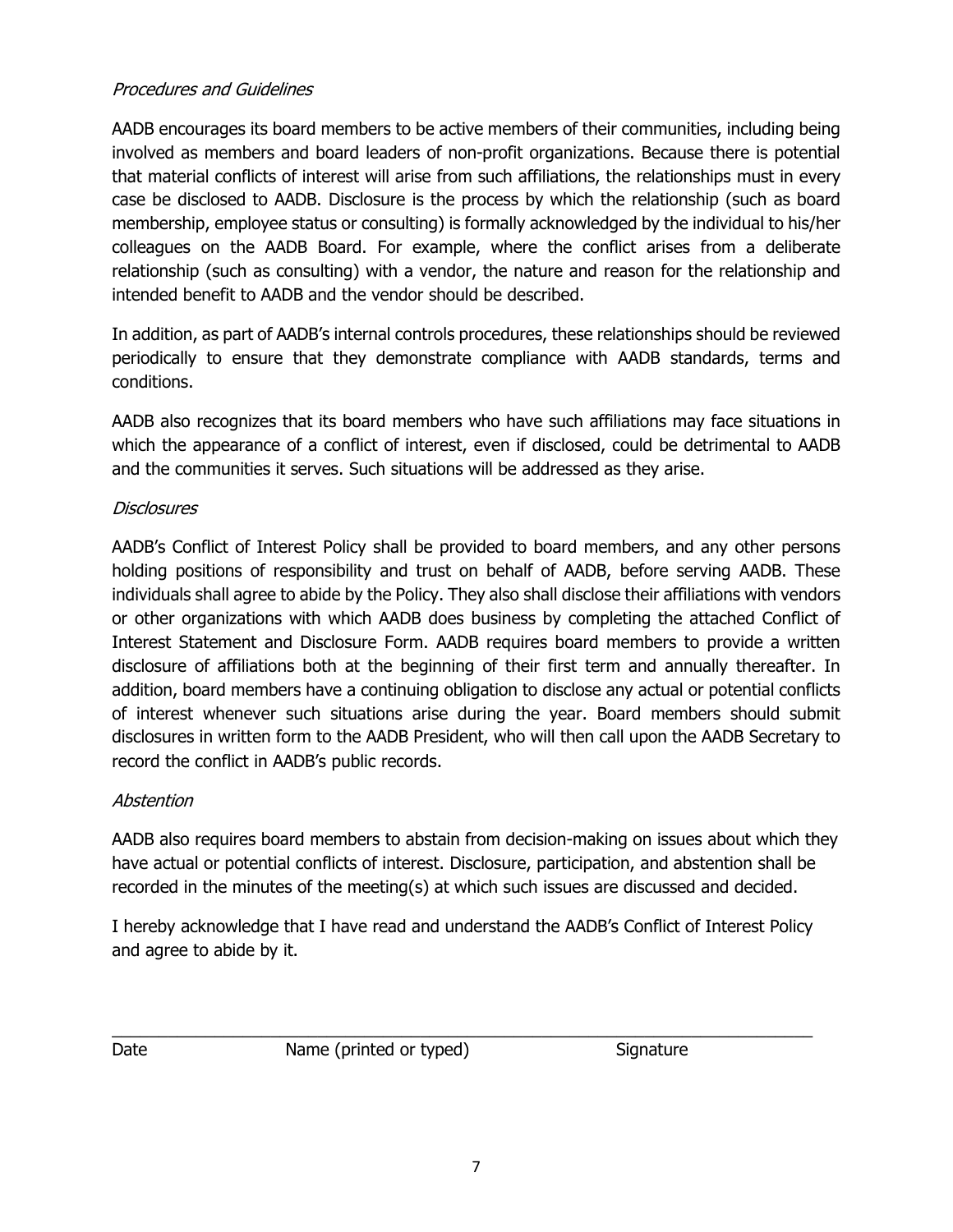*Procedures and Guidelines*

AADB encourages its board members to be active members of their communities, including being involved as members and board leaders of non-profit organizations. Because there is potential that material conflicts of interest will arise from such affiliations, the relationships must in every case be disclosed to AADB. Disclosure is the process by which the relationship (such as board membership, employee status or consulting) is formally acknowledged by the individual to his/her colleagues on the AADB Board. For example, where the conflict arises from a deliberate relationship (such as consulting) with a vendor, the nature and reason for the relationship and intended benefit to AADB and the vendor should be described.

In addition, as part of AADB's internal controls procedures, these relationships should be reviewed periodically to ensure that they demonstrate compliance with AADB standards, terms and conditions.

AADB also recognizes that its board members who have such affiliations may face situations in which the appearance of a conflict of interest, even if disclosed, could be detrimental to AADB and the communities it serves. Such situations will be addressed as they arise.

*Disclosures*

AADB's Conflict of Interest Policy shall be provided to board members, and any other persons holding positions of responsibility and trust on behalf of AADB, before serving AADB. These individuals shall agree to abide by the Policy. They also shall disclose their affiliations with vendors or other organizations with which AADB does business by completing the attached Conflict of Interest Statement and Disclosure Form. AADB requires board members to provide a written disclosure of affiliations both at the beginning of their first term and annually thereafter. In addition, board members have a continuing obligation to disclose any actual or potential conflicts of interest whenever such situations arise during the year. Board members should submit disclosures in written form to the AADB President, who will then call upon the AADB Secretary to record the conflict in AADB's public records.

*Abstention*

AADB also requires board members to abstain from decision-making on issues about which they have actual or potential conflicts of interest. Disclosure, participation, and abstention shall be recorded in the minutes of the meeting(s) at which such issues are discussed and decided.

I hereby acknowledge that I have read and understand the AADB's Conflict of Interest Policy and agree to abide by it.

\_\_\_\_\_\_\_\_\_\_\_\_\_\_\_\_\_\_\_\_\_\_\_\_\_\_\_\_\_\_\_\_\_\_\_\_\_\_\_\_\_\_\_\_\_\_\_\_\_\_\_\_\_\_\_\_\_\_\_\_\_\_\_\_

Date                    Name (printed or typed)                    Signature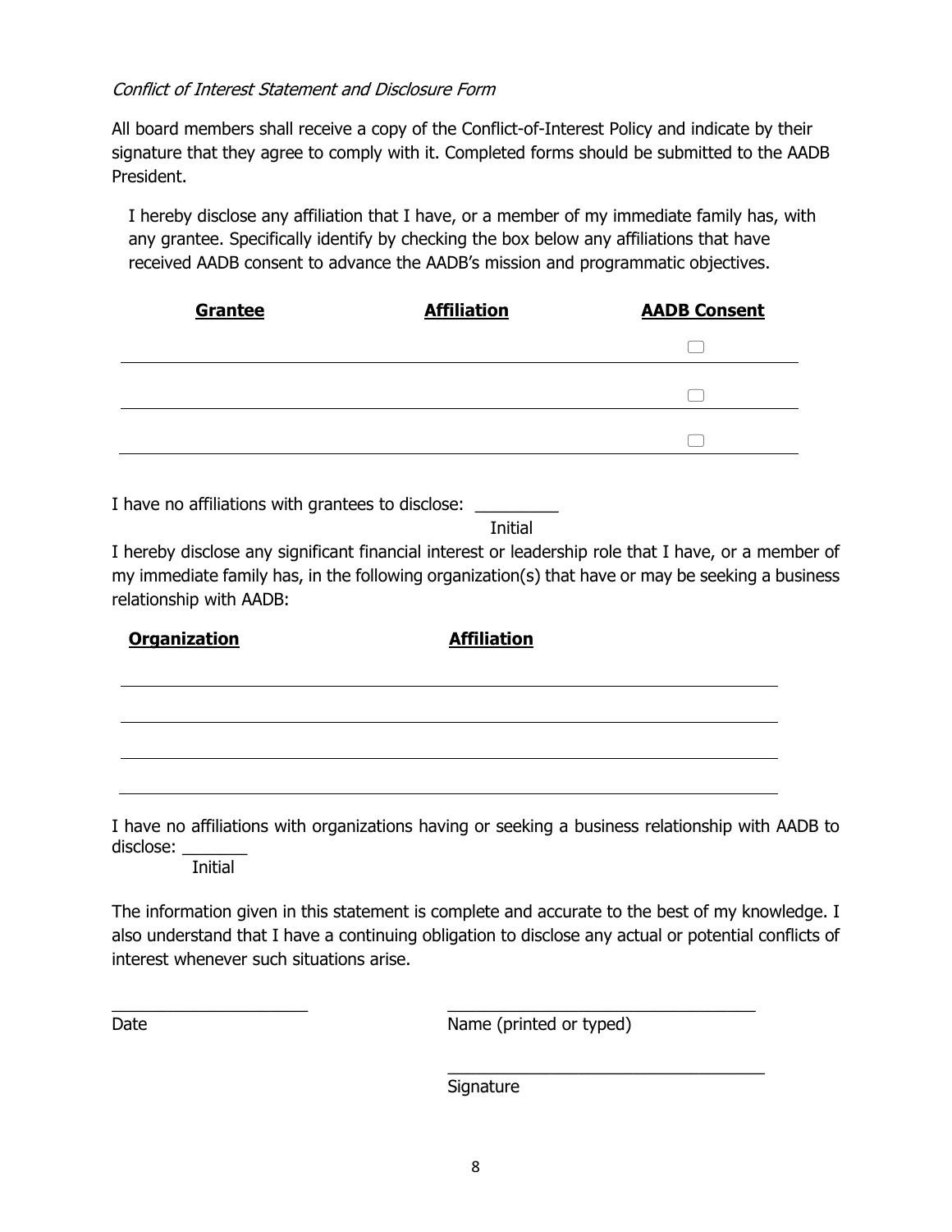*Conflict of Interest Statement and Disclosure Form*

All board members shall receive a copy of the Conflict-of-Interest Policy and indicate by their signature that they agree to comply with it. Completed forms should be submitted to the AADB President.

I hereby disclose any affiliation that I have, or a member of my immediate family has, with any grantee. Specifically identify by checking the box below any affiliations that have received AADB consent to advance the AADB's mission and programmatic objectives.

| Grantee | Affiliation | AADB Consent |
| --- | --- | --- |
| | | ☐ |
| | | ☐ |
| | | ☐ |

I have no affiliations with grantees to disclose: _________
Initial

I hereby disclose any significant financial interest or leadership role that I have, or a member of my immediate family has, in the following organization(s) that have or may be seeking a business relationship with AADB:

| Organization | Affiliation |
| --- | --- |
| | |
| | |
| | |
| | |

I have no affiliations with organizations having or seeking a business relationship with AADB to disclose: _______
Initial

The information given in this statement is complete and accurate to the best of my knowledge. I also understand that I have a continuing obligation to disclose any actual or potential conflicts of interest whenever such situations arise.

______________________ ________________________________
Date Name (printed or typed)

________________________________
Signature